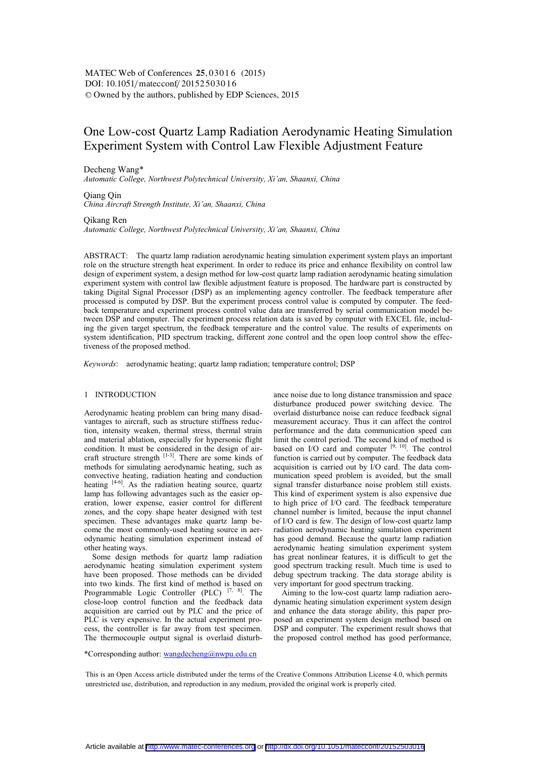# One Low-cost Quartz Lamp Radiation Aerodynamic Heating Simulation Experiment System with Control Law Flexible Adjustment Feature

Decheng Wang*
*Automatic College, Northwest Polytechnical University, Xi'an, Shaanxi, China*

Qiang Qin
*China Aircraft Strength Institute, Xi'an, Shaanxi, China*

Qikang Ren
*Automatic College, Northwest Polytechnical University, Xi'an, Shaanxi, China*

ABSTRACT: The quartz lamp radiation aerodynamic heating simulation experiment system plays an important role on the structure strength heat experiment. In order to reduce its price and enhance flexibility on control law design of experiment system, a design method for low-cost quartz lamp radiation aerodynamic heating simulation experiment system with control law flexible adjustment feature is proposed. The hardware part is constructed by taking Digital Signal Processor (DSP) as an implementing agency controller. The feedback temperature after processed is computed by DSP. But the experiment process control value is computed by computer. The feedback temperature and experiment process control value data are transferred by serial communication model between DSP and computer. The experiment process relation data is saved by computer with EXCEL file, including the given target spectrum, the feedback temperature and the control value. The results of experiments on system identification, PID spectrum tracking, different zone control and the open loop control show the effectiveness of the proposed method.

*Keywords*: aerodynamic heating; quartz lamp radiation; temperature control; DSP

## 1 INTRODUCTION

Aerodynamic heating problem can bring many disadvantages to aircraft, such as structure stiffness reduction, intensity weaken, thermal stress, thermal strain and material ablation, especially for hypersonic flight condition. It must be considered in the design of aircraft structure strength [1-3]. There are some kinds of methods for simulating aerodynamic heating, such as convective heating, radiation heating and conduction heating [4-6]. As the radiation heating source, quartz lamp has following advantages such as the easier operation, lower expense, easier control for different zones, and the copy shape heater designed with test specimen. These advantages make quartz lamp become the most commonly-used heating source in aerodynamic heating simulation experiment instead of other heating ways.

Some design methods for quartz lamp radiation aerodynamic heating simulation experiment system have been proposed. Those methods can be divided into two kinds. The first kind of method is based on Programmable Logic Controller (PLC) [7, 8]. The close-loop control function and the feedback data acquisition are carried out by PLC and the price of PLC is very expensive. In the actual experiment process, the controller is far away from test specimen. The thermocouple output signal is overlaid disturbance noise due to long distance transmission and space disturbance produced power switching device. The overlaid disturbance noise can reduce feedback signal measurement accuracy. Thus it can affect the control performance and the data communication speed can limit the control period. The second kind of method is based on I/O card and computer [9, 10]. The control function is carried out by computer. The feedback data acquisition is carried out by I/O card. The data communication speed problem is avoided, but the small signal transfer disturbance noise problem still exists. This kind of experiment system is also expensive due to high price of I/O card. The feedback temperature channel number is limited, because the input channel of I/O card is few. The design of low-cost quartz lamp radiation aerodynamic heating simulation experiment has good demand. Because the quartz lamp radiation aerodynamic heating simulation experiment system has great nonlinear features, it is difficult to get the good spectrum tracking result. Much time is used to debug spectrum tracking. The data storage ability is very important for good spectrum tracking.

Aiming to the low-cost quartz lamp radiation aerodynamic heating simulation experiment system design and enhance the data storage ability, this paper proposed an experiment system design method based on DSP and computer. The experiment result shows that the proposed control method has good performance,

*Corresponding author: wangdecheng@nwpu.edu.cn

This is an Open Access article distributed under the terms of the Creative Commons Attribution License 4.0, which permits unrestricted use, distribution, and reproduction in any medium, provided the original work is properly cited.

Article available at http://www.matec-conferences.org or http://dx.doi.org/10.1051/matecconf/20152503016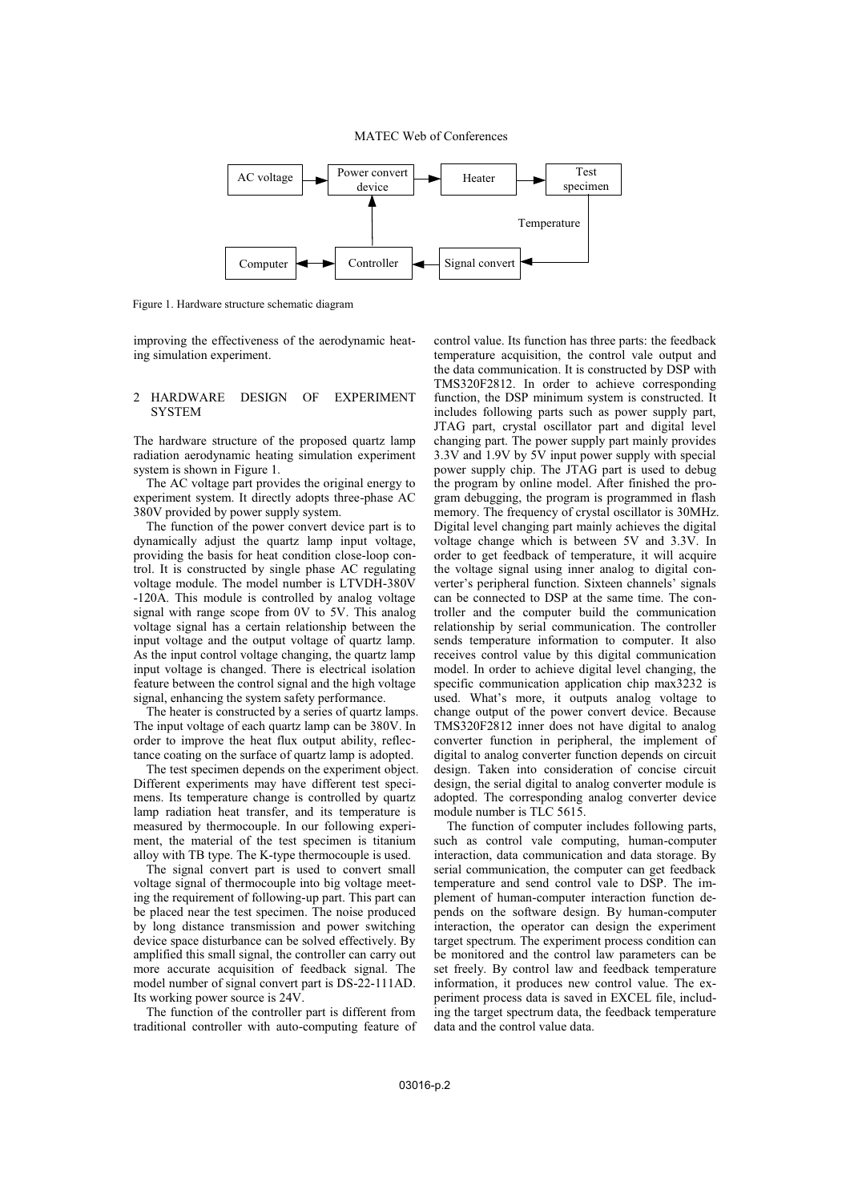Figure 1. Hardware structure schematic diagram

improving the effectiveness of the aerodynamic heating simulation experiment.

## 2 HARDWARE DESIGN OF EXPERIMENT SYSTEM

The hardware structure of the proposed quartz lamp radiation aerodynamic heating simulation experiment system is shown in Figure 1.

The AC voltage part provides the original energy to experiment system. It directly adopts three-phase AC 380V provided by power supply system.

The function of the power convert device part is to dynamically adjust the quartz lamp input voltage, providing the basis for heat condition close-loop control. It is constructed by single phase AC regulating voltage module. The model number is LTVDH-380V -120A. This module is controlled by analog voltage signal with range scope from 0V to 5V. This analog voltage signal has a certain relationship between the input voltage and the output voltage of quartz lamp. As the input control voltage changing, the quartz lamp input voltage is changed. There is electrical isolation feature between the control signal and the high voltage signal, enhancing the system safety performance.

The heater is constructed by a series of quartz lamps. The input voltage of each quartz lamp can be 380V. In order to improve the heat flux output ability, reflectance coating on the surface of quartz lamp is adopted.

The test specimen depends on the experiment object. Different experiments may have different test specimens. Its temperature change is controlled by quartz lamp radiation heat transfer, and its temperature is measured by thermocouple. In our following experiment, the material of the test specimen is titanium alloy with TB type. The K-type thermocouple is used.

The signal convert part is used to convert small voltage signal of thermocouple into big voltage meeting the requirement of following-up part. This part can be placed near the test specimen. The noise produced by long distance transmission and power switching device space disturbance can be solved effectively. By amplified this small signal, the controller can carry out more accurate acquisition of feedback signal. The model number of signal convert part is DS-22-111AD. Its working power source is 24V.

The function of the controller part is different from traditional controller with auto-computing feature of control value. Its function has three parts: the feedback temperature acquisition, the control vale output and the data communication. It is constructed by DSP with TMS320F2812. In order to achieve corresponding function, the DSP minimum system is constructed. It includes following parts such as power supply part, JTAG part, crystal oscillator part and digital level changing part. The power supply part mainly provides 3.3V and 1.9V by 5V input power supply with special power supply chip. The JTAG part is used to debug the program by online model. After finished the program debugging, the program is programmed in flash memory. The frequency of crystal oscillator is 30MHz. Digital level changing part mainly achieves the digital voltage change which is between 5V and 3.3V. In order to get feedback of temperature, it will acquire the voltage signal using inner analog to digital converter's peripheral function. Sixteen channels' signals can be connected to DSP at the same time. The controller and the computer build the communication relationship by serial communication. The controller sends temperature information to computer. It also receives control value by this digital communication model. In order to achieve digital level changing, the specific communication application chip max3232 is used. What's more, it outputs analog voltage to change output of the power convert device. Because TMS320F2812 inner does not have digital to analog converter function in peripheral, the implement of digital to analog converter function depends on circuit design. Taken into consideration of concise circuit design, the serial digital to analog converter module is adopted. The corresponding analog converter device module number is TLC 5615.

The function of computer includes following parts, such as control vale computing, human-computer interaction, data communication and data storage. By serial communication, the computer can get feedback temperature and send control vale to DSP. The implement of human-computer interaction function depends on the software design. By human-computer interaction, the operator can design the experiment target spectrum. The experiment process condition can be monitored and the control law parameters can be set freely. By control law and feedback temperature information, it produces new control value. The experiment process data is saved in EXCEL file, including the target spectrum data, the feedback temperature data and the control value data.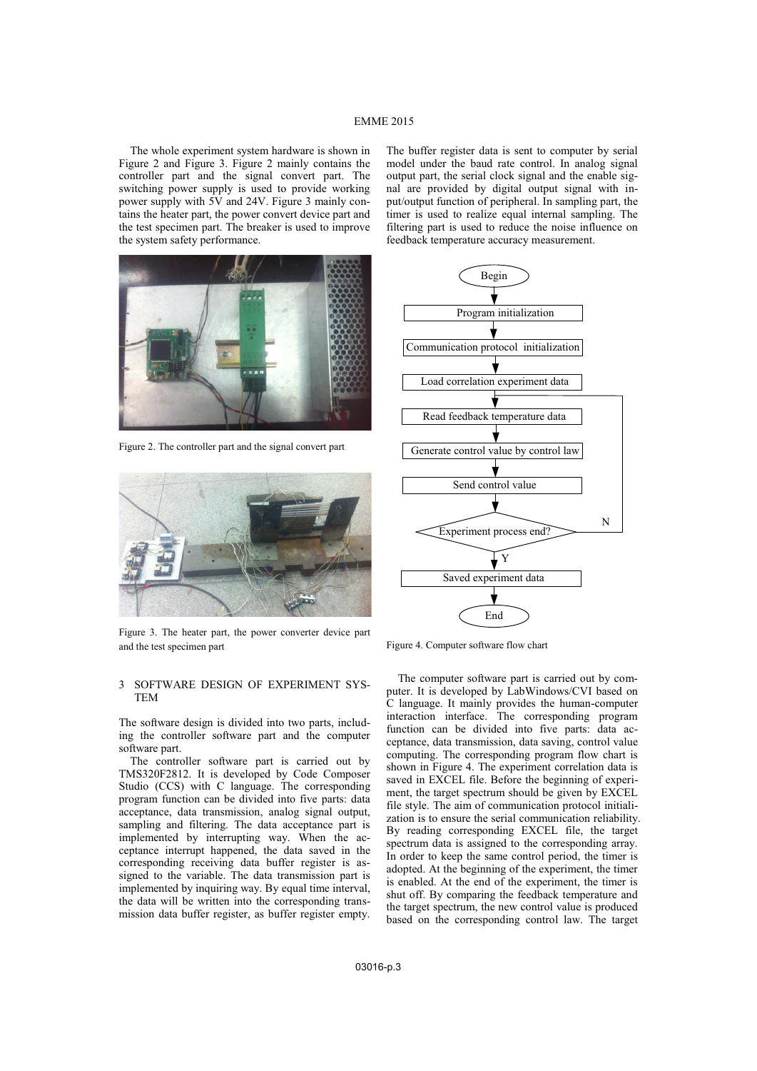The whole experiment system hardware is shown in Figure 2 and Figure 3. Figure 2 mainly contains the controller part and the signal convert part. The switching power supply is used to provide working power supply with 5V and 24V. Figure 3 mainly contains the heater part, the power convert device part and the test specimen part. The breaker is used to improve the system safety performance.

Figure 2. The controller part and the signal convert part

Figure 3. The heater part, the power converter device part and the test specimen part

## 3 SOFTWARE DESIGN OF EXPERIMENT SYSTEM

The software design is divided into two parts, including the controller software part and the computer software part.

The controller software part is carried out by TMS320F2812. It is developed by Code Composer Studio (CCS) with C language. The corresponding program function can be divided into five parts: data acceptance, data transmission, analog signal output, sampling and filtering. The data acceptance part is implemented by interrupting way. When the acceptance interrupt happened, the data saved in the corresponding receiving data buffer register is assigned to the variable. The data transmission part is implemented by inquiring way. By equal time interval, the data will be written into the corresponding transmission data buffer register, as buffer register empty. The buffer register data is sent to computer by serial model under the baud rate control. In analog signal output part, the serial clock signal and the enable signal are provided by digital output signal with input/output function of peripheral. In sampling part, the timer is used to realize equal internal sampling. The filtering part is used to reduce the noise influence on feedback temperature accuracy measurement.

Begin

Program initialization

Communication protocol initialization

Load correlation experiment data

Read feedback temperature data

Generate control value by control law

Send control value

Experiment process end?

N

Y

Saved experiment data

End

Figure 4. Computer software flow chart

The computer software part is carried out by computer. It is developed by LabWindows/CVI based on C language. It mainly provides the human-computer interaction interface. The corresponding program function can be divided into five parts: data acceptance, data transmission, data saving, control value computing. The corresponding program flow chart is shown in Figure 4. The experiment correlation data is saved in EXCEL file. Before the beginning of experiment, the target spectrum should be given by EXCEL file style. The aim of communication protocol initialization is to ensure the serial communication reliability. By reading corresponding EXCEL file, the target spectrum data is assigned to the corresponding array. In order to keep the same control period, the timer is adopted. At the beginning of the experiment, the timer is enabled. At the end of the experiment, the timer is shut off. By comparing the feedback temperature and the target spectrum, the new control value is produced based on the corresponding control law. The target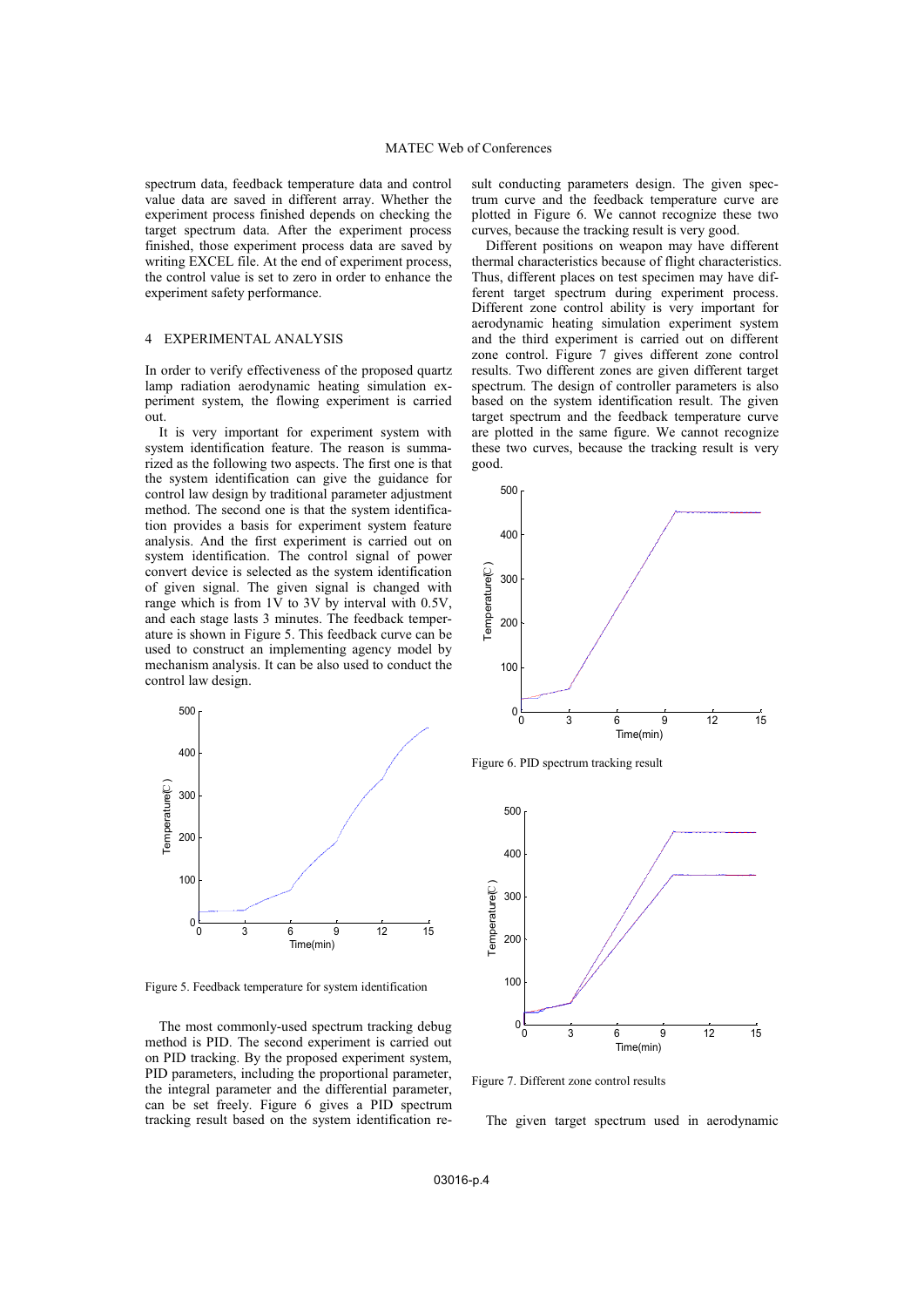spectrum data, feedback temperature data and control value data are saved in different array. Whether the experiment process finished depends on checking the target spectrum data. After the experiment process finished, those experiment process data are saved by writing EXCEL file. At the end of experiment process, the control value is set to zero in order to enhance the experiment safety performance.

## 4 EXPERIMENTAL ANALYSIS

In order to verify effectiveness of the proposed quartz lamp radiation aerodynamic heating simulation experiment system, the flowing experiment is carried out.

It is very important for experiment system with system identification feature. The reason is summarized as the following two aspects. The first one is that the system identification can give the guidance for control law design by traditional parameter adjustment method. The second one is that the system identification provides a basis for experiment system feature analysis. And the first experiment is carried out on system identification. The control signal of power convert device is selected as the system identification of given signal. The given signal is changed with range which is from 1V to 3V by interval with 0.5V, and each stage lasts 3 minutes. The feedback temperature is shown in Figure 5. This feedback curve can be used to construct an implementing agency model by mechanism analysis. It can be also used to conduct the control law design.

Figure 5. Feedback temperature for system identification

The most commonly-used spectrum tracking debug method is PID. The second experiment is carried out on PID tracking. By the proposed experiment system, PID parameters, including the proportional parameter, the integral parameter and the differential parameter, can be set freely. Figure 6 gives a PID spectrum tracking result based on the system identification result conducting parameters design. The given spectrum curve and the feedback temperature curve are plotted in Figure 6. We cannot recognize these two curves, because the tracking result is very good.

Different positions on weapon may have different thermal characteristics because of flight characteristics. Thus, different places on test specimen may have different target spectrum during experiment process. Different zone control ability is very important for aerodynamic heating simulation experiment system and the third experiment is carried out on different zone control. Figure 7 gives different zone control results. Two different zones are given different target spectrum. The design of controller parameters is also based on the system identification result. The given target spectrum and the feedback temperature curve are plotted in the same figure. We cannot recognize these two curves, because the tracking result is very good.

Figure 6. PID spectrum tracking result

Figure 7. Different zone control results

The given target spectrum used in aerodynamic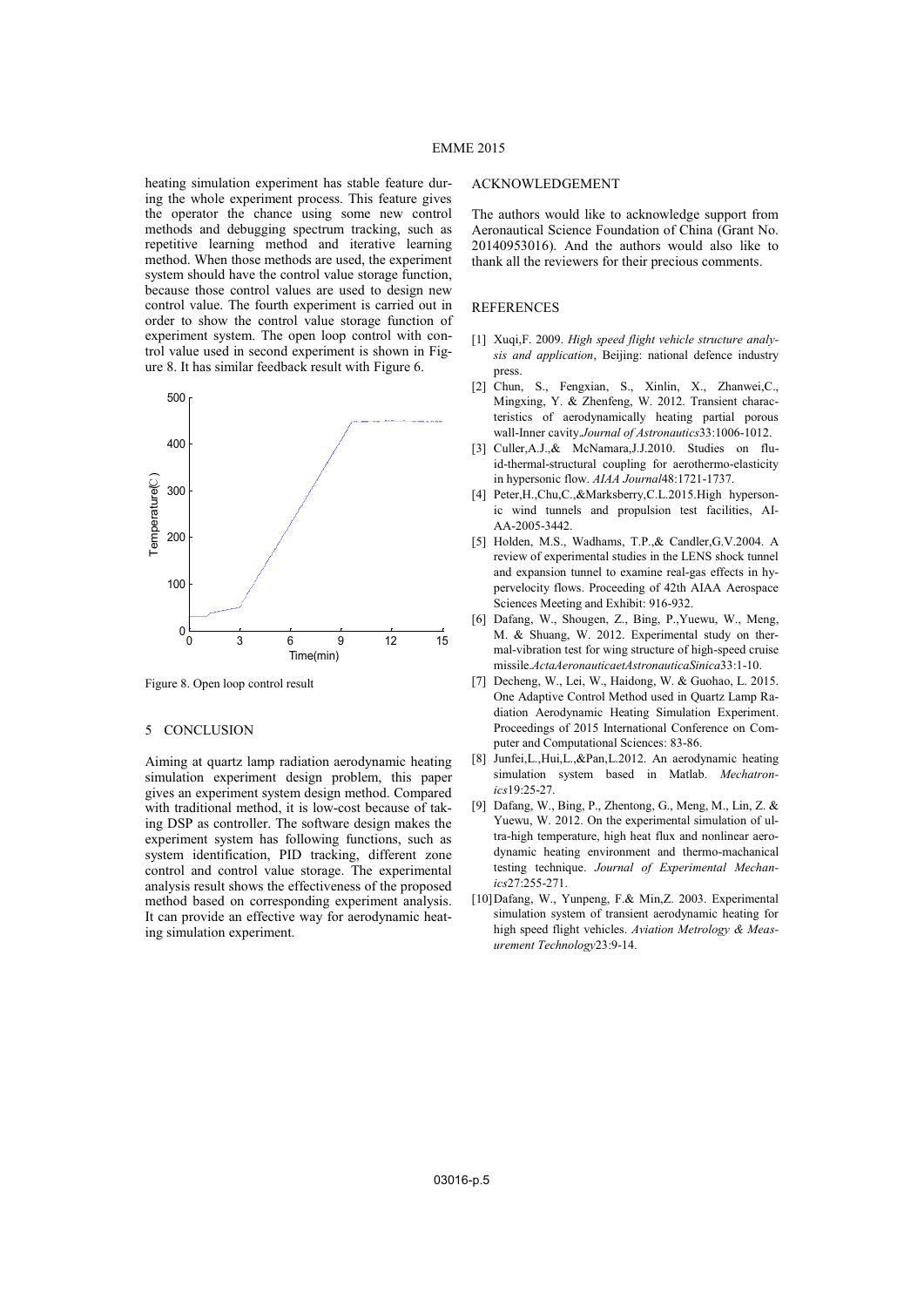heating simulation experiment has stable feature during the whole experiment process. This feature gives the operator the chance using some new control methods and debugging spectrum tracking, such as repetitive learning method and iterative learning method. When those methods are used, the experiment system should have the control value storage function, because those control values are used to design new control value. The fourth experiment is carried out in order to show the control value storage function of experiment system. The open loop control with control value used in second experiment is shown in Figure 8. It has similar feedback result with Figure 6.

500
400
300
200
100
0
Temperature(℃)
0 3 6 9 12 15
Time(min)

Figure 8. Open loop control result

## 5 CONCLUSION

Aiming at quartz lamp radiation aerodynamic heating simulation experiment design problem, this paper gives an experiment system design method. Compared with traditional method, it is low-cost because of taking DSP as controller. The software design makes the experiment system has following functions, such as system identification, PID tracking, different zone control and control value storage. The experimental analysis result shows the effectiveness of the proposed method based on corresponding experiment analysis. It can provide an effective way for aerodynamic heating simulation experiment.

## ACKNOWLEDGEMENT

The authors would like to acknowledge support from Aeronautical Science Foundation of China (Grant No. 20140953016). And the authors would also like to thank all the reviewers for their precious comments.

## REFERENCES

[1] Xuqi,F. 2009. *High speed flight vehicle structure analysis and application*, Beijing: national defence industry press.

[2] Chun, S., Fengxian, S., Xinlin, X., Zhanwei,C., Mingxing, Y. & Zhenfeng, W. 2012. Transient characteristics of aerodynamically heating partial porous wall-Inner cavity.*Journal of Astronautics*33:1006-1012.

[3] Culler,A.J.,& McNamara,J.J.2010. Studies on fluid-thermal-structural coupling for aerothermo-elasticity in hypersonic flow. *AIAA Journal*48:1721-1737.

[4] Peter,H.,Chu,C.,&Marksberry,C.L.2015.High hypersonic wind tunnels and propulsion test facilities, AIAA-2005-3442.

[5] Holden, M.S., Wadhams, T.P.,& Candler,G.V.2004. A review of experimental studies in the LENS shock tunnel and expansion tunnel to examine real-gas effects in hypervelocity flows. Proceeding of 42th AIAA Aerospace Sciences Meeting and Exhibit: 916-932.

[6] Dafang, W., Shougen, Z., Bing, P.,Yuewu, W., Meng, M. & Shuang, W. 2012. Experimental study on thermal-vibration test for wing structure of high-speed cruise missile.*ActaAeronauticaetAstronauticaSinica*33:1-10.

[7] Decheng, W., Lei, W., Haidong, W. & Guohao, L. 2015. One Adaptive Control Method used in Quartz Lamp Radiation Aerodynamic Heating Simulation Experiment. Proceedings of 2015 International Conference on Computer and Computational Sciences: 83-86.

[8] Junfei,L.,Hui,L.,&Pan,L.2012. An aerodynamic heating simulation system based in Matlab. *Mechatronics*19:25-27.

[9] Dafang, W., Bing, P., Zhentong, G., Meng, M., Lin, Z. & Yuewu, W. 2012. On the experimental simulation of ultra-high temperature, high heat flux and nonlinear aerodynamic heating environment and thermo-machanical testing technique. *Journal of Experimental Mechanics*27:255-271.

[10] Dafang, W., Yunpeng, F.& Min,Z. 2003. Experimental simulation system of transient aerodynamic heating for high speed flight vehicles. *Aviation Metrology & Measurement Technology*23:9-14.